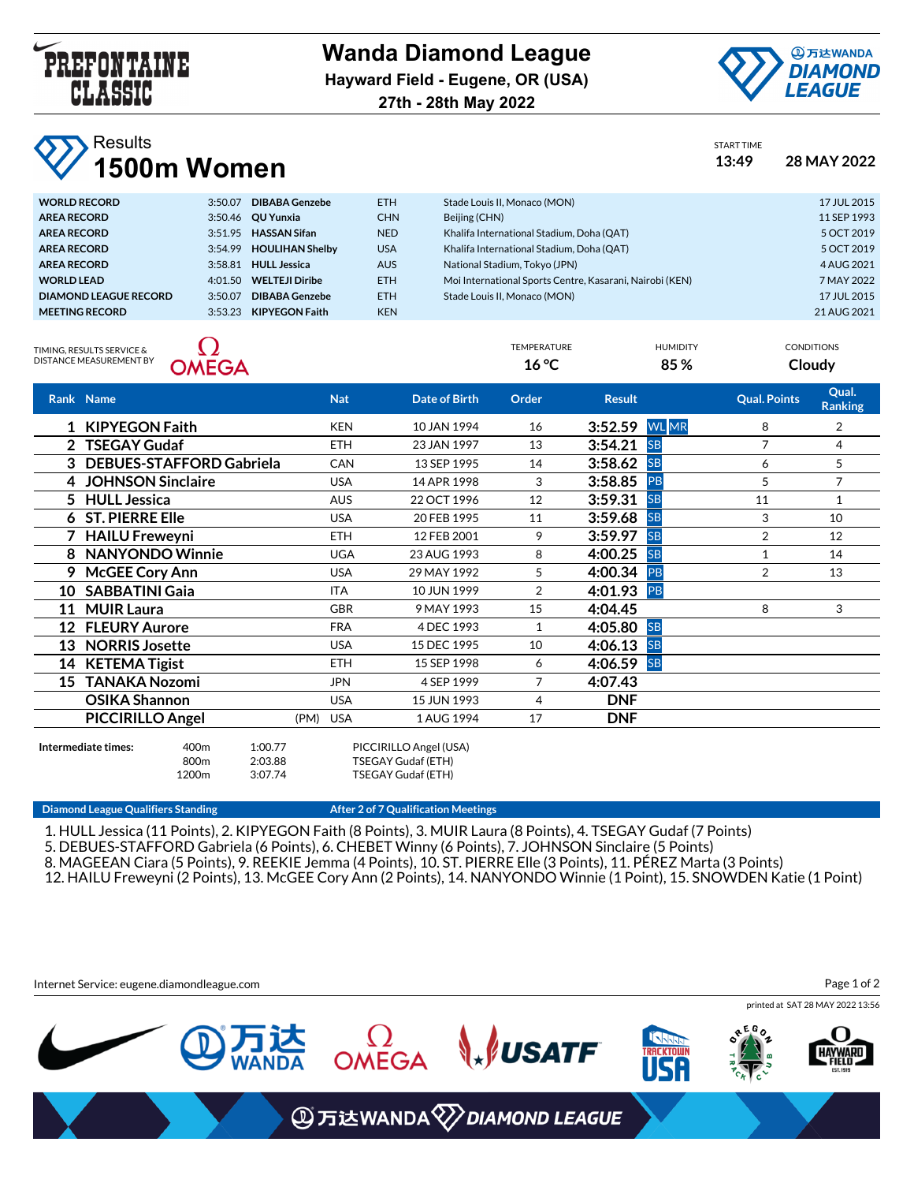# Wanda Diamond League

**Hayward Field - Eugene, OR (USA)**
**27th - 28th May 2022**

## Results
# 1500m Women

START TIME **13:49** **28 MAY 2022**

| | | | | | |
|---|---|---|---|---|---|
| **WORLD RECORD** | 3:50.07 | **DIBABA Genzebe** | ETH | Stade Louis II, Monaco (MON) | 17 JUL 2015 |
| **AREA RECORD** | 3:50.46 | **QU Yunxia** | CHN | Beijing (CHN) | 11 SEP 1993 |
| **AREA RECORD** | 3:51.95 | **HASSAN Sifan** | NED | Khalifa International Stadium, Doha (QAT) | 5 OCT 2019 |
| **AREA RECORD** | 3:54.99 | **HOULIHAN Shelby** | USA | Khalifa International Stadium, Doha (QAT) | 5 OCT 2019 |
| **AREA RECORD** | 3:58.81 | **HULL Jessica** | AUS | National Stadium, Tokyo (JPN) | 4 AUG 2021 |
| **WORLD LEAD** | 4:01.50 | **WELTEJI Diribe** | ETH | Moi International Sports Centre, Kasarani, Nairobi (KEN) | 7 MAY 2022 |
| **DIAMOND LEAGUE RECORD** | 3:50.07 | **DIBABA Genzebe** | ETH | Stade Louis II, Monaco (MON) | 17 JUL 2015 |
| **MEETING RECORD** | 3:53.23 | **KIPYEGON Faith** | KEN | | 21 AUG 2021 |

TIMING, RESULTS SERVICE & DISTANCE MEASUREMENT BY OMEGA

| TEMPERATURE | HUMIDITY | CONDITIONS |
|---|---|---|
| **16 °C** | **85 %** | **Cloudy** |

| Rank | Name | | Nat | Date of Birth | Order | Result | | Qual. Points | Qual. Ranking |
|---|---|---|---|---|---|---|---|---|---|
| 1 | **KIPYEGON Faith** | | KEN | 10 JAN 1994 | 16 | **3:52.59** | WL MR | 8 | 2 |
| 2 | **TSEGAY Gudaf** | | ETH | 23 JAN 1997 | 13 | **3:54.21** | SB | 7 | 4 |
| 3 | **DEBUES-STAFFORD Gabriela** | | CAN | 13 SEP 1995 | 14 | **3:58.62** | SB | 6 | 5 |
| 4 | **JOHNSON Sinclaire** | | USA | 14 APR 1998 | 3 | **3:58.85** | PB | 5 | 7 |
| 5 | **HULL Jessica** | | AUS | 22 OCT 1996 | 12 | **3:59.31** | SB | 11 | 1 |
| 6 | **ST. PIERRE Elle** | | USA | 20 FEB 1995 | 11 | **3:59.68** | SB | 3 | 10 |
| 7 | **HAILU Freweyni** | | ETH | 12 FEB 2001 | 9 | **3:59.97** | SB | 2 | 12 |
| 8 | **NANYONDO Winnie** | | UGA | 23 AUG 1993 | 8 | **4:00.25** | SB | 1 | 14 |
| 9 | **McGEE Cory Ann** | | USA | 29 MAY 1992 | 5 | **4:00.34** | PB | 2 | 13 |
| 10 | **SABBATINI Gaia** | | ITA | 10 JUN 1999 | 2 | **4:01.93** | PB | | |
| 11 | **MUIR Laura** | | GBR | 9 MAY 1993 | 15 | **4:04.45** | | 8 | 3 |
| 12 | **FLEURY Aurore** | | FRA | 4 DEC 1993 | 1 | **4:05.80** | SB | | |
| 13 | **NORRIS Josette** | | USA | 15 DEC 1995 | 10 | **4:06.13** | SB | | |
| 14 | **KETEMA Tigist** | | ETH | 15 SEP 1998 | 6 | **4:06.59** | SB | | |
| 15 | **TANAKA Nozomi** | | JPN | 4 SEP 1999 | 7 | **4:07.43** | | | |
| | **OSIKA Shannon** | | USA | 15 JUN 1993 | 4 | **DNF** | | | |
| | **PICCIRILLO Angel** | (PM) | USA | 1 AUG 1994 | 17 | **DNF** | | | |

**Intermediate times:**

| | | |
|---|---|---|
| 400m | 1:00.77 | PICCIRILLO Angel (USA) |
| 800m | 2:03.88 | TSEGAY Gudaf (ETH) |
| 1200m | 3:07.74 | TSEGAY Gudaf (ETH) |

**Diamond League Qualifiers Standing** — **After 2 of 7 Qualification Meetings**

1. HULL Jessica (11 Points), 2. KIPYEGON Faith (8 Points), 3. MUIR Laura (8 Points), 4. TSEGAY Gudaf (7 Points)
5. DEBUES-STAFFORD Gabriela (6 Points), 6. CHEBET Winny (6 Points), 7. JOHNSON Sinclaire (5 Points)
8. MAGEEAN Ciara (5 Points), 9. REEKIE Jemma (4 Points), 10. ST. PIERRE Elle (3 Points), 11. PÉREZ Marta (3 Points)
12. HAILU Freweyni (2 Points), 13. McGEE Cory Ann (2 Points), 14. NANYONDO Winnie (1 Point), 15. SNOWDEN Katie (1 Point)

Internet Service: eugene.diamondleague.com

printed at SAT 28 MAY 2022 13:56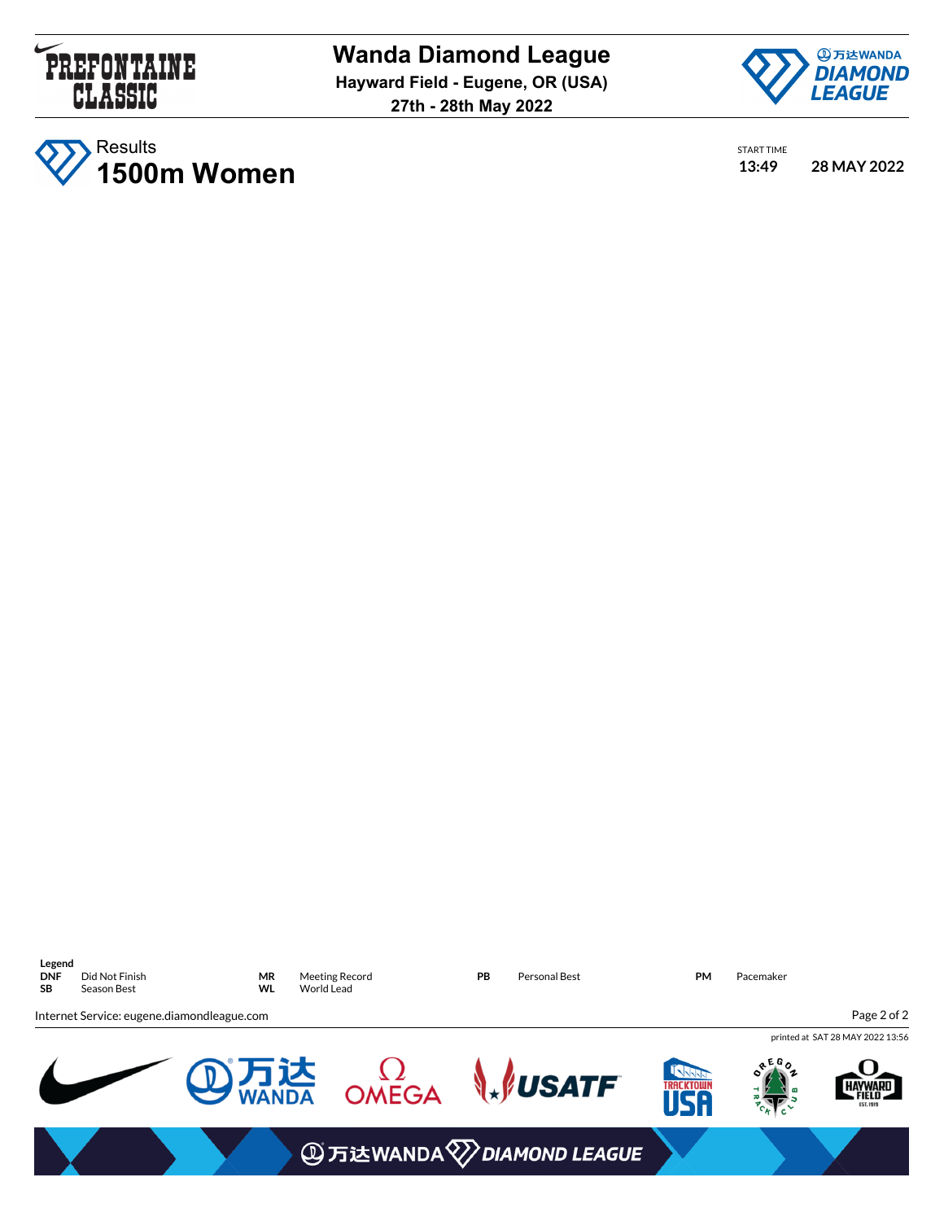Results
# 1500m Women

START TIME
**13:49** **28 MAY 2022**

**Legend**

| | | | | | | | |
|---|---|---|---|---|---|---|---|
| **DNF** | Did Not Finish | **MR** | Meeting Record | **PB** | Personal Best | **PM** | Pacemaker |
| **SB** | Season Best | **WL** | World Lead | | | | |

Internet Service: eugene.diamondleague.com

printed at SAT 28 MAY 2022 13:56